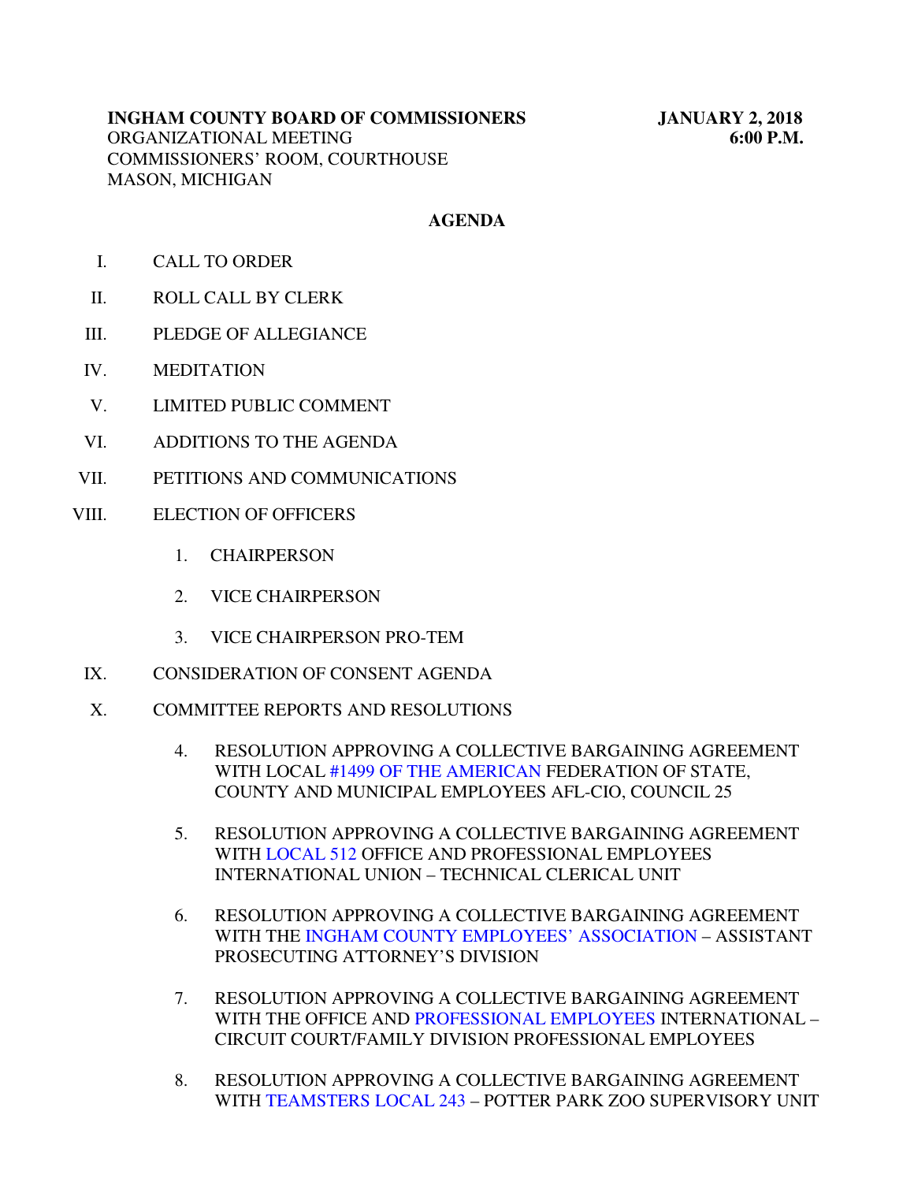**INGHAM COUNTY BOARD OF COMMISSIONERS** **JANUARY 2, 2018**
ORGANIZATIONAL MEETING **6:00 P.M.**
COMMISSIONERS' ROOM, COURTHOUSE
MASON, MICHIGAN

## AGENDA

I. CALL TO ORDER

II. ROLL CALL BY CLERK

III. PLEDGE OF ALLEGIANCE

IV. MEDITATION

V. LIMITED PUBLIC COMMENT

VI. ADDITIONS TO THE AGENDA

VII. PETITIONS AND COMMUNICATIONS

VIII. ELECTION OF OFFICERS

1. CHAIRPERSON
2. VICE CHAIRPERSON
3. VICE CHAIRPERSON PRO-TEM

IX. CONSIDERATION OF CONSENT AGENDA

X. COMMITTEE REPORTS AND RESOLUTIONS

4. RESOLUTION APPROVING A COLLECTIVE BARGAINING AGREEMENT WITH LOCAL #1499 OF THE AMERICAN FEDERATION OF STATE, COUNTY AND MUNICIPAL EMPLOYEES AFL-CIO, COUNCIL 25
5. RESOLUTION APPROVING A COLLECTIVE BARGAINING AGREEMENT WITH LOCAL 512 OFFICE AND PROFESSIONAL EMPLOYEES INTERNATIONAL UNION – TECHNICAL CLERICAL UNIT
6. RESOLUTION APPROVING A COLLECTIVE BARGAINING AGREEMENT WITH THE INGHAM COUNTY EMPLOYEES' ASSOCIATION – ASSISTANT PROSECUTING ATTORNEY'S DIVISION
7. RESOLUTION APPROVING A COLLECTIVE BARGAINING AGREEMENT WITH THE OFFICE AND PROFESSIONAL EMPLOYEES INTERNATIONAL – CIRCUIT COURT/FAMILY DIVISION PROFESSIONAL EMPLOYEES
8. RESOLUTION APPROVING A COLLECTIVE BARGAINING AGREEMENT WITH TEAMSTERS LOCAL 243 – POTTER PARK ZOO SUPERVISORY UNIT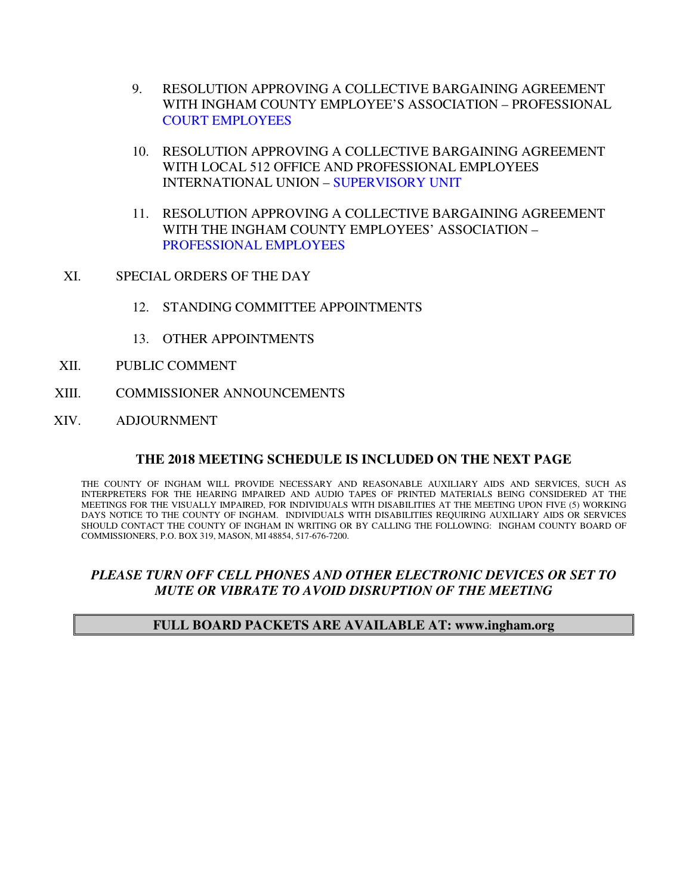9. RESOLUTION APPROVING A COLLECTIVE BARGAINING AGREEMENT WITH INGHAM COUNTY EMPLOYEE'S ASSOCIATION – PROFESSIONAL COURT EMPLOYEES

10. RESOLUTION APPROVING A COLLECTIVE BARGAINING AGREEMENT WITH LOCAL 512 OFFICE AND PROFESSIONAL EMPLOYEES INTERNATIONAL UNION – SUPERVISORY UNIT

11. RESOLUTION APPROVING A COLLECTIVE BARGAINING AGREEMENT WITH THE INGHAM COUNTY EMPLOYEES' ASSOCIATION – PROFESSIONAL EMPLOYEES

XI. SPECIAL ORDERS OF THE DAY

12. STANDING COMMITTEE APPOINTMENTS

13. OTHER APPOINTMENTS

XII. PUBLIC COMMENT

XIII. COMMISSIONER ANNOUNCEMENTS

XIV. ADJOURNMENT

**THE 2018 MEETING SCHEDULE IS INCLUDED ON THE NEXT PAGE**

THE COUNTY OF INGHAM WILL PROVIDE NECESSARY AND REASONABLE AUXILIARY AIDS AND SERVICES, SUCH AS INTERPRETERS FOR THE HEARING IMPAIRED AND AUDIO TAPES OF PRINTED MATERIALS BEING CONSIDERED AT THE MEETINGS FOR THE VISUALLY IMPAIRED, FOR INDIVIDUALS WITH DISABILITIES AT THE MEETING UPON FIVE (5) WORKING DAYS NOTICE TO THE COUNTY OF INGHAM. INDIVIDUALS WITH DISABILITIES REQUIRING AUXILIARY AIDS OR SERVICES SHOULD CONTACT THE COUNTY OF INGHAM IN WRITING OR BY CALLING THE FOLLOWING: INGHAM COUNTY BOARD OF COMMISSIONERS, P.O. BOX 319, MASON, MI 48854, 517-676-7200.

***PLEASE TURN OFF CELL PHONES AND OTHER ELECTRONIC DEVICES OR SET TO MUTE OR VIBRATE TO AVOID DISRUPTION OF THE MEETING***

**FULL BOARD PACKETS ARE AVAILABLE AT: www.ingham.org**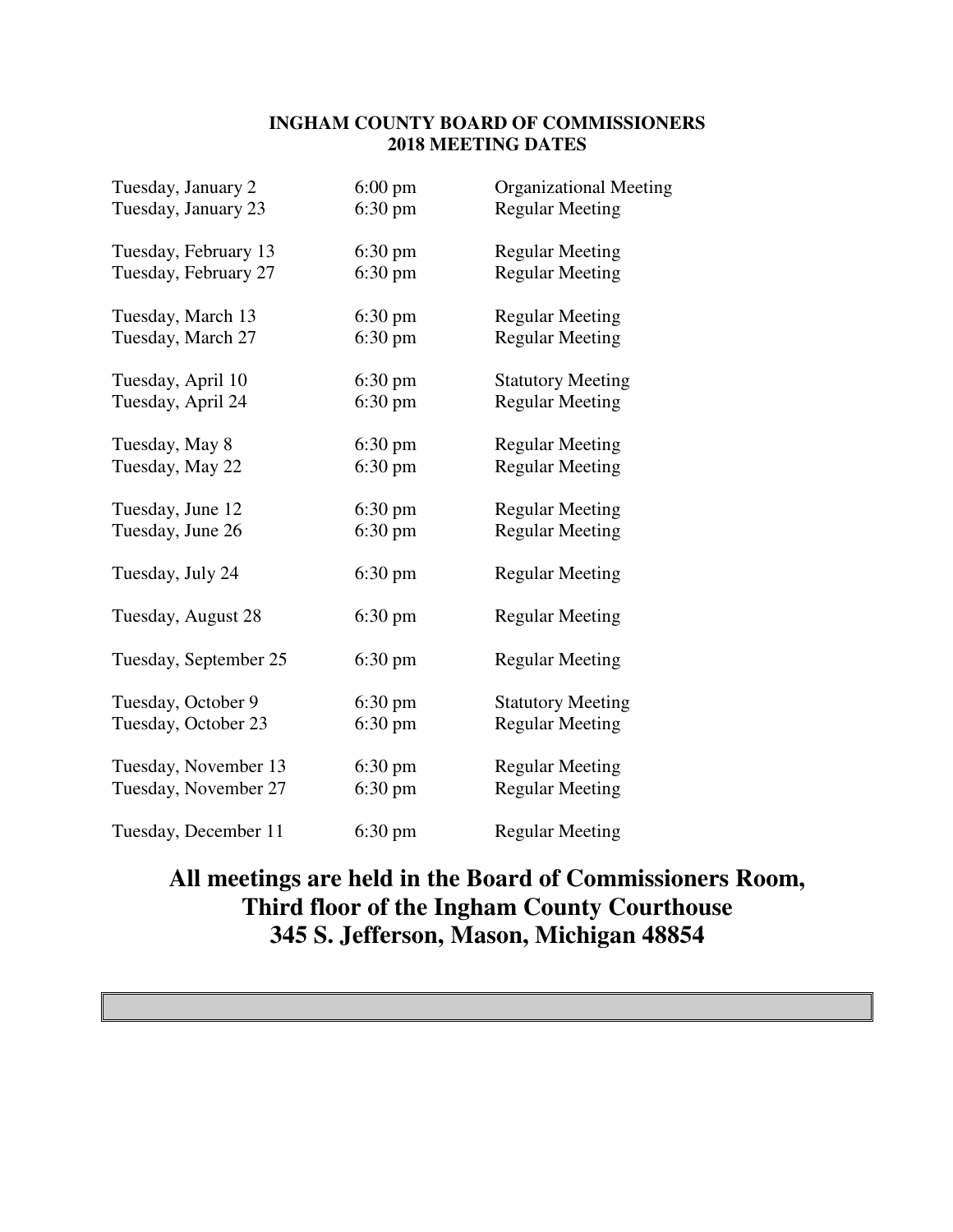**INGHAM COUNTY BOARD OF COMMISSIONERS**
**2018 MEETING DATES**

| | | |
|---|---|---|
| Tuesday, January 2 | 6:00 pm | Organizational Meeting |
| Tuesday, January 23 | 6:30 pm | Regular Meeting |
| Tuesday, February 13 | 6:30 pm | Regular Meeting |
| Tuesday, February 27 | 6:30 pm | Regular Meeting |
| Tuesday, March 13 | 6:30 pm | Regular Meeting |
| Tuesday, March 27 | 6:30 pm | Regular Meeting |
| Tuesday, April 10 | 6:30 pm | Statutory Meeting |
| Tuesday, April 24 | 6:30 pm | Regular Meeting |
| Tuesday, May 8 | 6:30 pm | Regular Meeting |
| Tuesday, May 22 | 6:30 pm | Regular Meeting |
| Tuesday, June 12 | 6:30 pm | Regular Meeting |
| Tuesday, June 26 | 6:30 pm | Regular Meeting |
| Tuesday, July 24 | 6:30 pm | Regular Meeting |
| Tuesday, August 28 | 6:30 pm | Regular Meeting |
| Tuesday, September 25 | 6:30 pm | Regular Meeting |
| Tuesday, October 9 | 6:30 pm | Statutory Meeting |
| Tuesday, October 23 | 6:30 pm | Regular Meeting |
| Tuesday, November 13 | 6:30 pm | Regular Meeting |
| Tuesday, November 27 | 6:30 pm | Regular Meeting |
| Tuesday, December 11 | 6:30 pm | Regular Meeting |

**All meetings are held in the Board of Commissioners Room,**
**Third floor of the Ingham County Courthouse**
**345 S. Jefferson, Mason, Michigan 48854**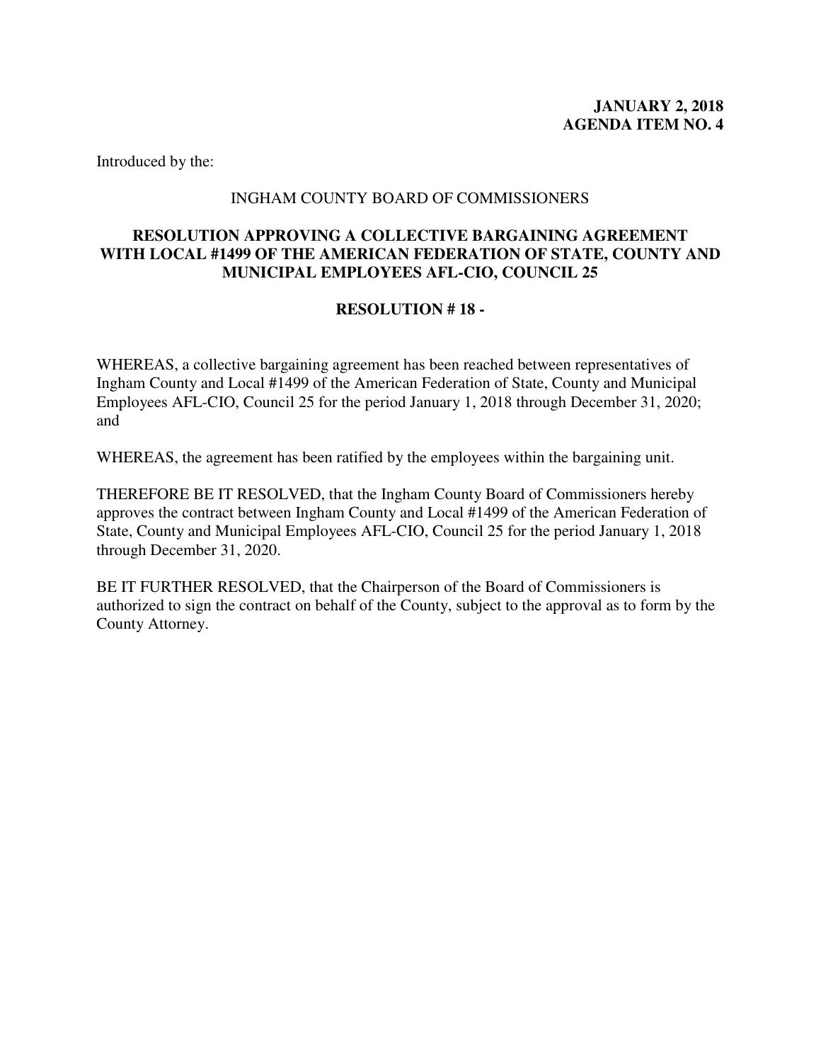**JANUARY 2, 2018**
**AGENDA ITEM NO. 4**

Introduced by the:

INGHAM COUNTY BOARD OF COMMISSIONERS

**RESOLUTION APPROVING A COLLECTIVE BARGAINING AGREEMENT WITH LOCAL #1499 OF THE AMERICAN FEDERATION OF STATE, COUNTY AND MUNICIPAL EMPLOYEES AFL-CIO, COUNCIL 25**

**RESOLUTION # 18 -**

WHEREAS, a collective bargaining agreement has been reached between representatives of Ingham County and Local #1499 of the American Federation of State, County and Municipal Employees AFL-CIO, Council 25 for the period January 1, 2018 through December 31, 2020; and

WHEREAS, the agreement has been ratified by the employees within the bargaining unit.

THEREFORE BE IT RESOLVED, that the Ingham County Board of Commissioners hereby approves the contract between Ingham County and Local #1499 of the American Federation of State, County and Municipal Employees AFL-CIO, Council 25 for the period January 1, 2018 through December 31, 2020.

BE IT FURTHER RESOLVED, that the Chairperson of the Board of Commissioners is authorized to sign the contract on behalf of the County, subject to the approval as to form by the County Attorney.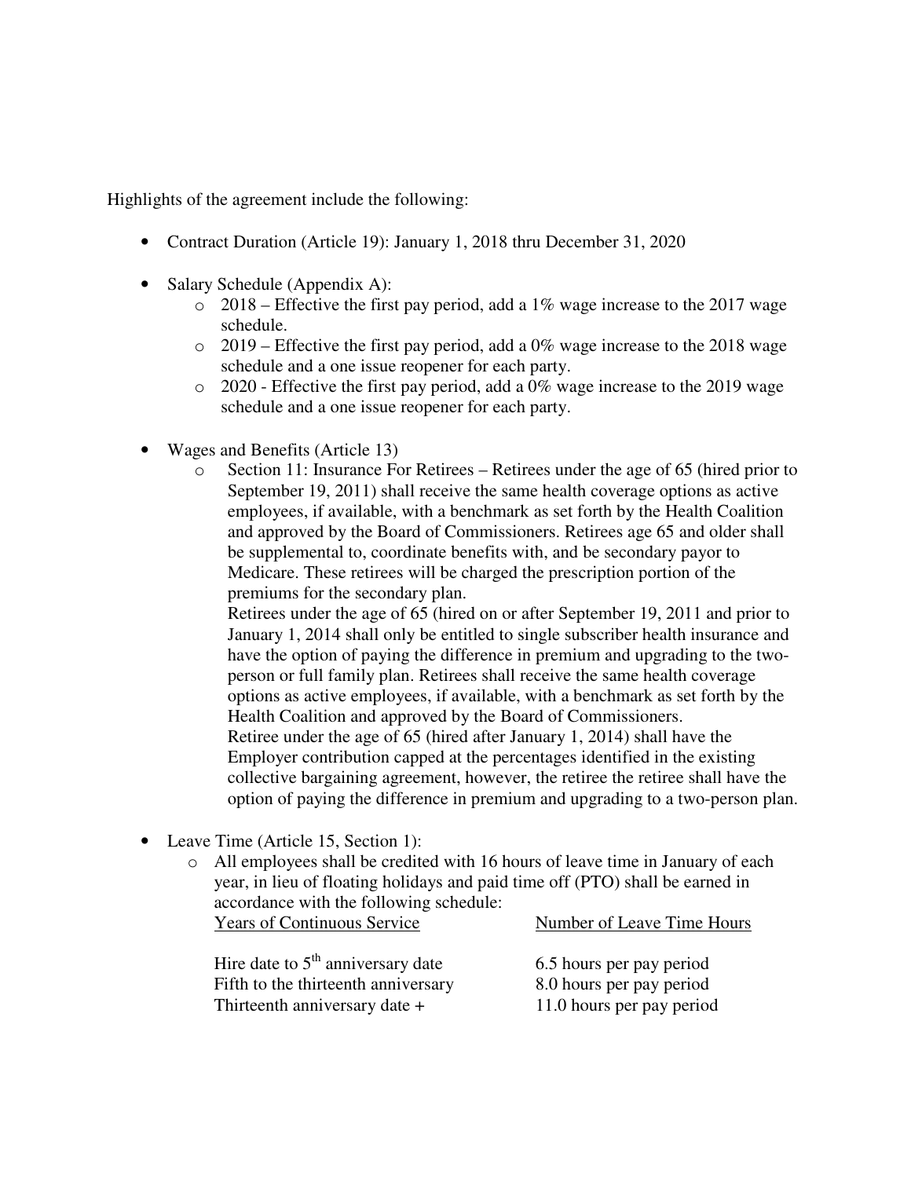Highlights of the agreement include the following:

- Contract Duration (Article 19): January 1, 2018 thru December 31, 2020

- Salary Schedule (Appendix A):
  - 2018 – Effective the first pay period, add a 1% wage increase to the 2017 wage schedule.
  - 2019 – Effective the first pay period, add a 0% wage increase to the 2018 wage schedule and a one issue reopener for each party.
  - 2020 - Effective the first pay period, add a 0% wage increase to the 2019 wage schedule and a one issue reopener for each party.

- Wages and Benefits (Article 13)
  - Section 11: Insurance For Retirees – Retirees under the age of 65 (hired prior to September 19, 2011) shall receive the same health coverage options as active employees, if available, with a benchmark as set forth by the Health Coalition and approved by the Board of Commissioners. Retirees age 65 and older shall be supplemental to, coordinate benefits with, and be secondary payor to Medicare. These retirees will be charged the prescription portion of the premiums for the secondary plan.
    Retirees under the age of 65 (hired on or after September 19, 2011 and prior to January 1, 2014 shall only be entitled to single subscriber health insurance and have the option of paying the difference in premium and upgrading to the two-person or full family plan. Retirees shall receive the same health coverage options as active employees, if available, with a benchmark as set forth by the Health Coalition and approved by the Board of Commissioners.
    Retiree under the age of 65 (hired after January 1, 2014) shall have the Employer contribution capped at the percentages identified in the existing collective bargaining agreement, however, the retiree the retiree shall have the option of paying the difference in premium and upgrading to a two-person plan.

- Leave Time (Article 15, Section 1):
  - All employees shall be credited with 16 hours of leave time in January of each year, in lieu of floating holidays and paid time off (PTO) shall be earned in accordance with the following schedule:

| Years of Continuous Service | Number of Leave Time Hours |
|---|---|
| Hire date to 5th anniversary date | 6.5 hours per pay period |
| Fifth to the thirteenth anniversary | 8.0 hours per pay period |
| Thirteenth anniversary date + | 11.0 hours per pay period |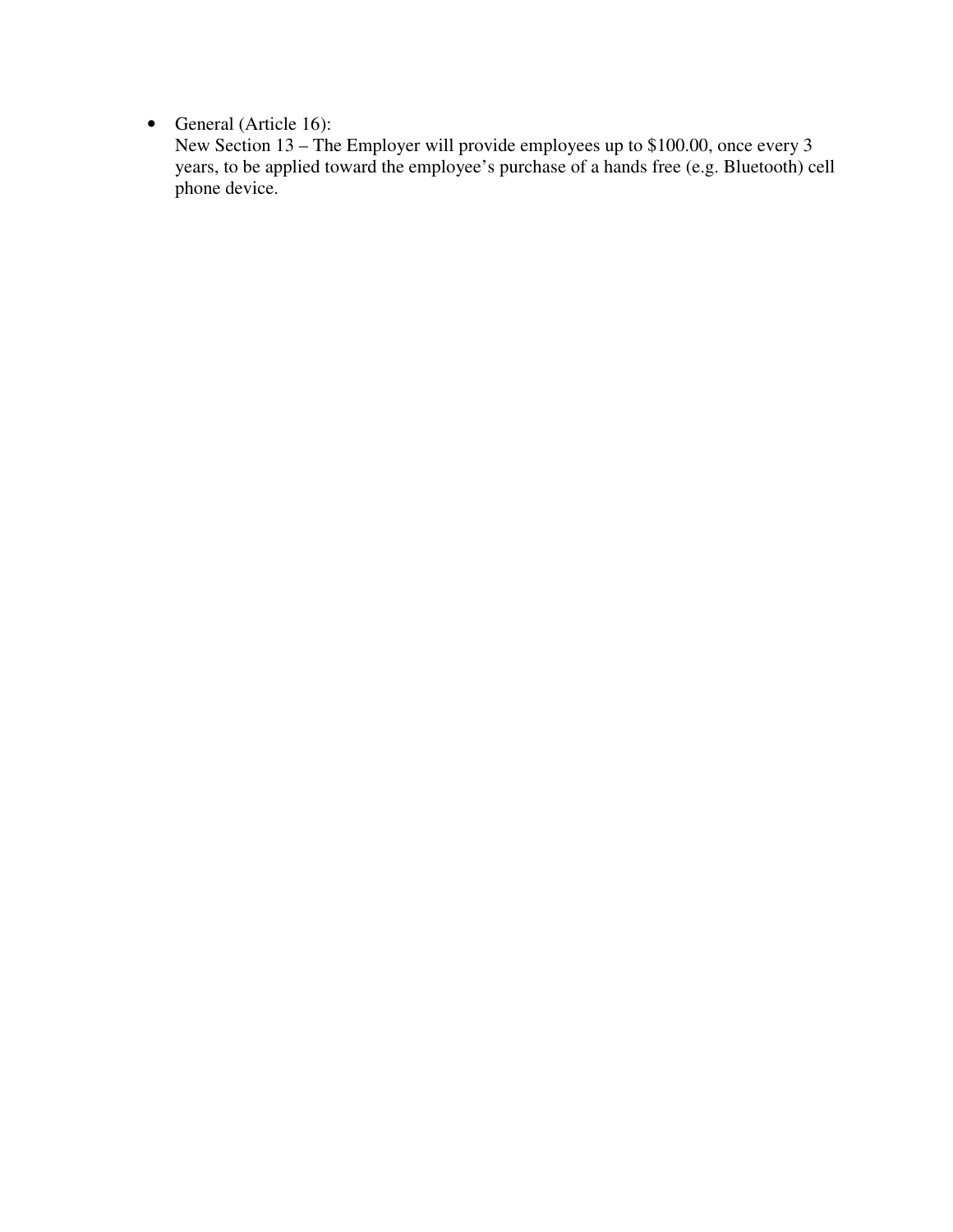- General (Article 16):
  New Section 13 – The Employer will provide employees up to $100.00, once every 3 years, to be applied toward the employee's purchase of a hands free (e.g. Bluetooth) cell phone device.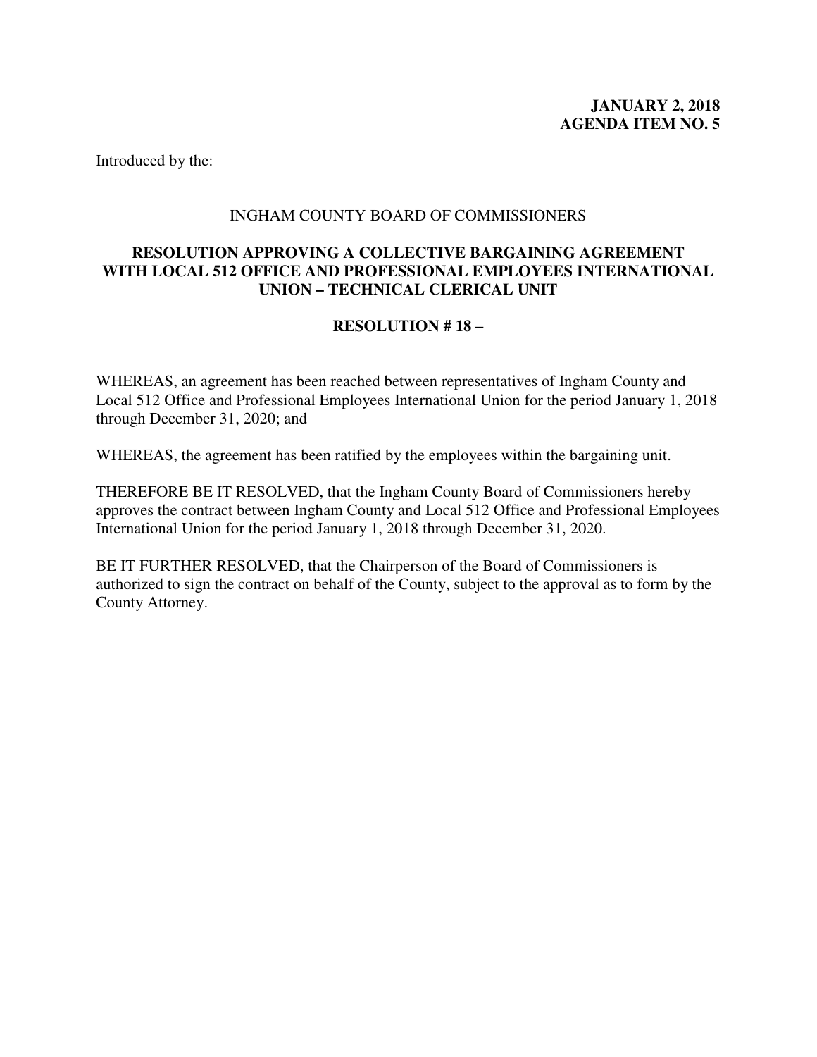**JANUARY 2, 2018**
**AGENDA ITEM NO. 5**

Introduced by the:

INGHAM COUNTY BOARD OF COMMISSIONERS

**RESOLUTION APPROVING A COLLECTIVE BARGAINING AGREEMENT WITH LOCAL 512 OFFICE AND PROFESSIONAL EMPLOYEES INTERNATIONAL UNION – TECHNICAL CLERICAL UNIT**

**RESOLUTION # 18 –**

WHEREAS, an agreement has been reached between representatives of Ingham County and Local 512 Office and Professional Employees International Union for the period January 1, 2018 through December 31, 2020; and

WHEREAS, the agreement has been ratified by the employees within the bargaining unit.

THEREFORE BE IT RESOLVED, that the Ingham County Board of Commissioners hereby approves the contract between Ingham County and Local 512 Office and Professional Employees International Union for the period January 1, 2018 through December 31, 2020.

BE IT FURTHER RESOLVED, that the Chairperson of the Board of Commissioners is authorized to sign the contract on behalf of the County, subject to the approval as to form by the County Attorney.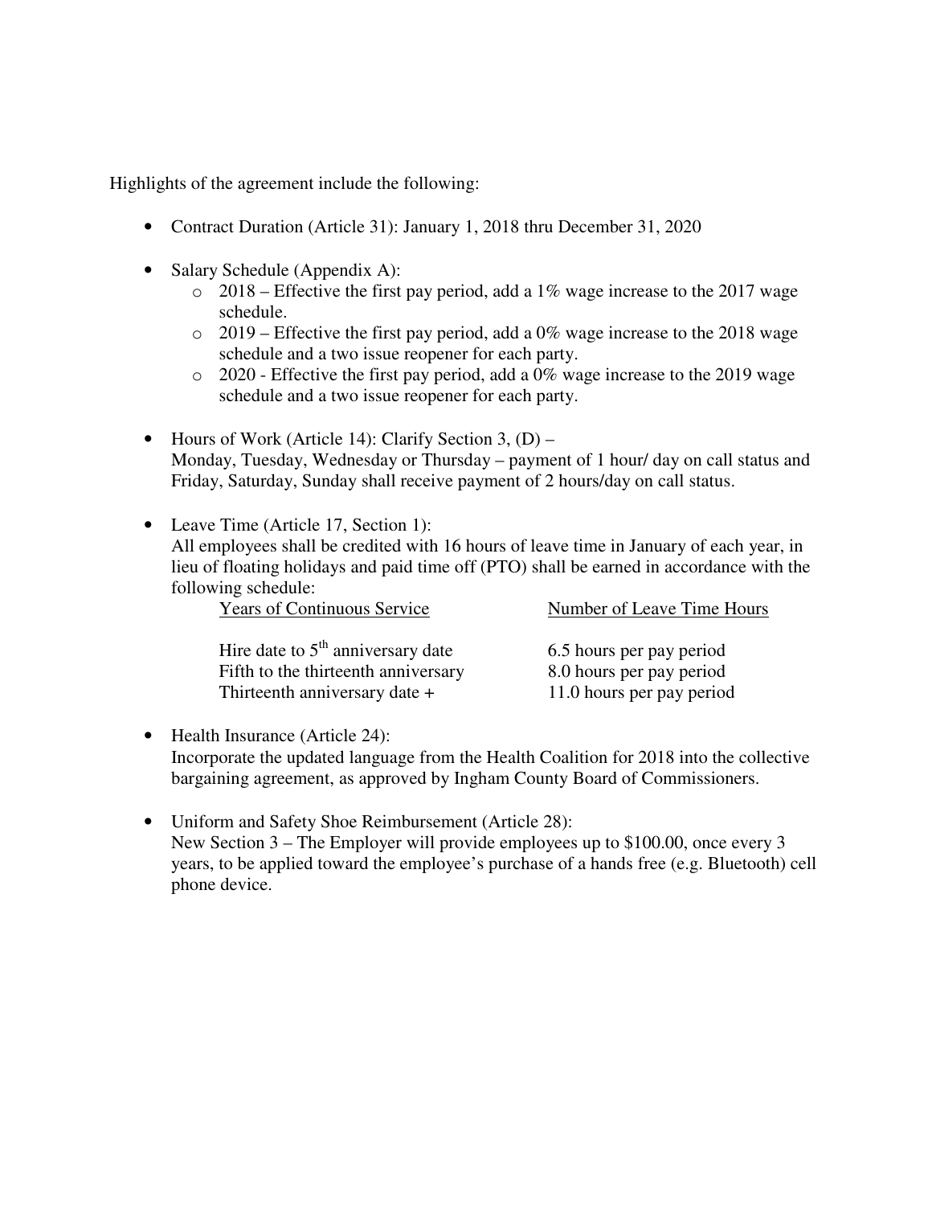Highlights of the agreement include the following:

- Contract Duration (Article 31): January 1, 2018 thru December 31, 2020

- Salary Schedule (Appendix A):
  - 2018 – Effective the first pay period, add a 1% wage increase to the 2017 wage schedule.
  - 2019 – Effective the first pay period, add a 0% wage increase to the 2018 wage schedule and a two issue reopener for each party.
  - 2020 - Effective the first pay period, add a 0% wage increase to the 2019 wage schedule and a two issue reopener for each party.

- Hours of Work (Article 14): Clarify Section 3, (D) –
  Monday, Tuesday, Wednesday or Thursday – payment of 1 hour/ day on call status and Friday, Saturday, Sunday shall receive payment of 2 hours/day on call status.

- Leave Time (Article 17, Section 1):
  All employees shall be credited with 16 hours of leave time in January of each year, in lieu of floating holidays and paid time off (PTO) shall be earned in accordance with the following schedule:

| Years of Continuous Service | Number of Leave Time Hours |
|---|---|
| Hire date to 5th anniversary date | 6.5 hours per pay period |
| Fifth to the thirteenth anniversary | 8.0 hours per pay period |
| Thirteenth anniversary date + | 11.0 hours per pay period |

- Health Insurance (Article 24):
  Incorporate the updated language from the Health Coalition for 2018 into the collective bargaining agreement, as approved by Ingham County Board of Commissioners.

- Uniform and Safety Shoe Reimbursement (Article 28):
  New Section 3 – The Employer will provide employees up to $100.00, once every 3 years, to be applied toward the employee's purchase of a hands free (e.g. Bluetooth) cell phone device.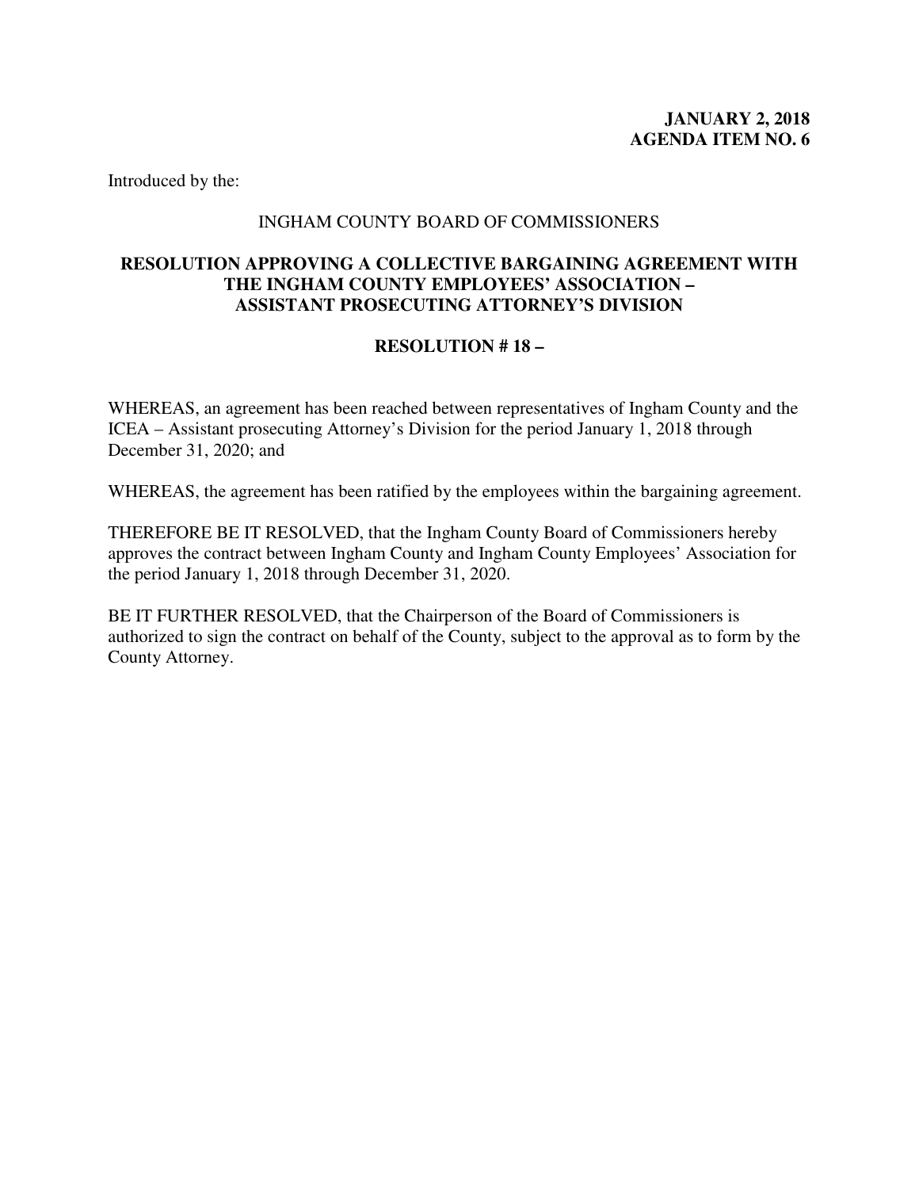**JANUARY 2, 2018**
**AGENDA ITEM NO. 6**

Introduced by the:

INGHAM COUNTY BOARD OF COMMISSIONERS

**RESOLUTION APPROVING A COLLECTIVE BARGAINING AGREEMENT WITH THE INGHAM COUNTY EMPLOYEES' ASSOCIATION – ASSISTANT PROSECUTING ATTORNEY'S DIVISION**

**RESOLUTION # 18 –**

WHEREAS, an agreement has been reached between representatives of Ingham County and the ICEA – Assistant prosecuting Attorney's Division for the period January 1, 2018 through December 31, 2020; and

WHEREAS, the agreement has been ratified by the employees within the bargaining agreement.

THEREFORE BE IT RESOLVED, that the Ingham County Board of Commissioners hereby approves the contract between Ingham County and Ingham County Employees' Association for the period January 1, 2018 through December 31, 2020.

BE IT FURTHER RESOLVED, that the Chairperson of the Board of Commissioners is authorized to sign the contract on behalf of the County, subject to the approval as to form by the County Attorney.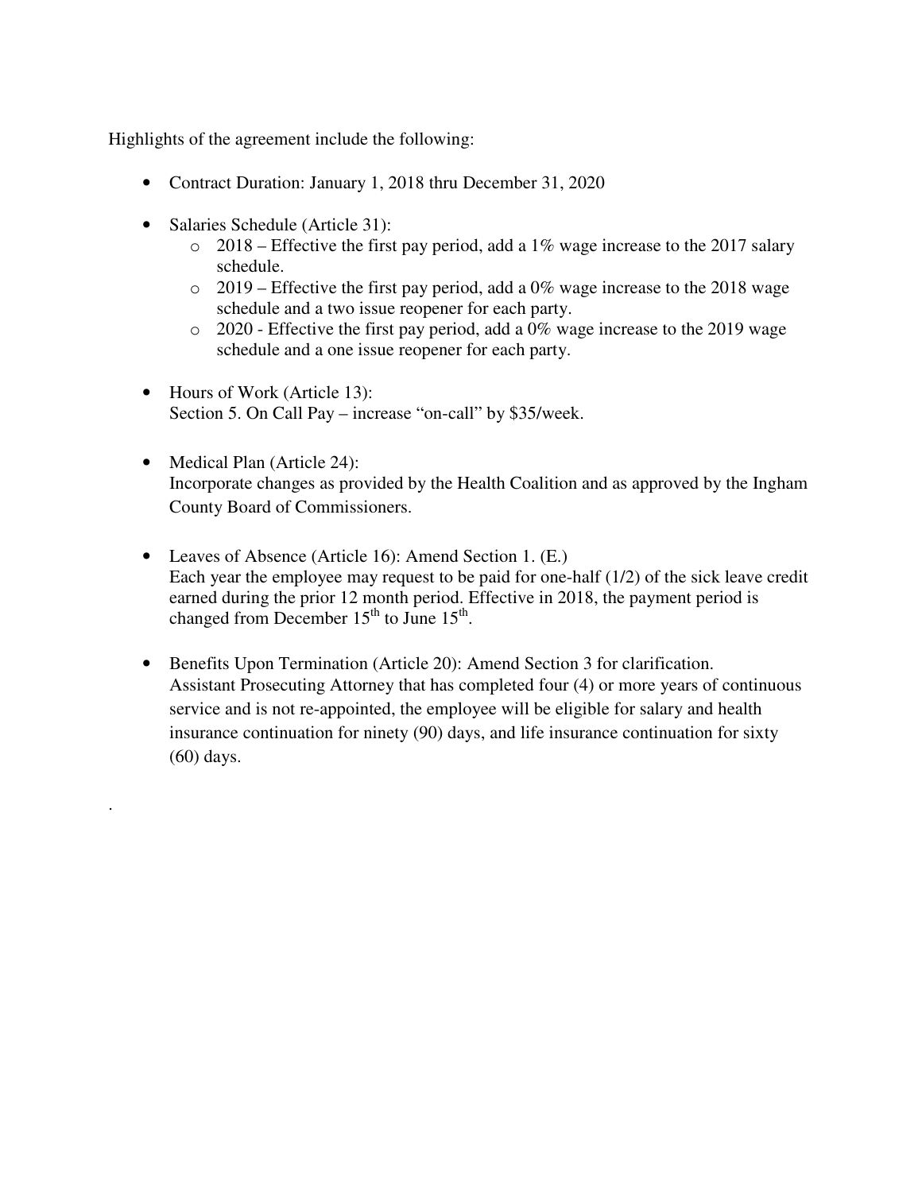Highlights of the agreement include the following:

- Contract Duration: January 1, 2018 thru December 31, 2020

- Salaries Schedule (Article 31):
    - 2018 – Effective the first pay period, add a 1% wage increase to the 2017 salary schedule.
    - 2019 – Effective the first pay period, add a 0% wage increase to the 2018 wage schedule and a two issue reopener for each party.
    - 2020 - Effective the first pay period, add a 0% wage increase to the 2019 wage schedule and a one issue reopener for each party.

- Hours of Work (Article 13):
  Section 5. On Call Pay – increase "on-call" by $35/week.

- Medical Plan (Article 24):
  Incorporate changes as provided by the Health Coalition and as approved by the Ingham County Board of Commissioners.

- Leaves of Absence (Article 16): Amend Section 1. (E.)
  Each year the employee may request to be paid for one-half (1/2) of the sick leave credit earned during the prior 12 month period. Effective in 2018, the payment period is changed from December 15th to June 15th.

- Benefits Upon Termination (Article 20): Amend Section 3 for clarification.
  Assistant Prosecuting Attorney that has completed four (4) or more years of continuous service and is not re-appointed, the employee will be eligible for salary and health insurance continuation for ninety (90) days, and life insurance continuation for sixty (60) days.

.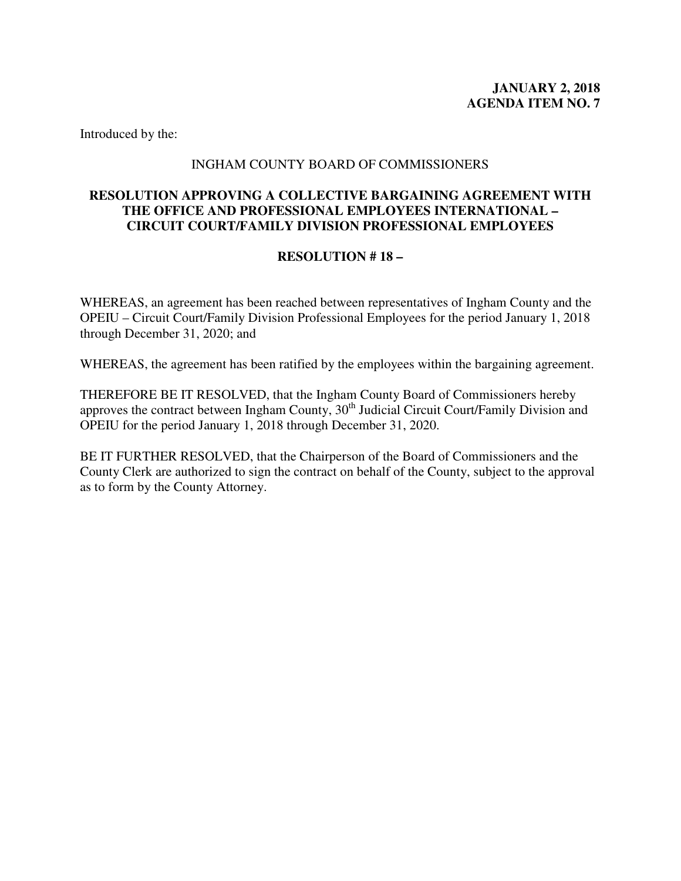**JANUARY 2, 2018**
**AGENDA ITEM NO. 7**

Introduced by the:

INGHAM COUNTY BOARD OF COMMISSIONERS

**RESOLUTION APPROVING A COLLECTIVE BARGAINING AGREEMENT WITH THE OFFICE AND PROFESSIONAL EMPLOYEES INTERNATIONAL – CIRCUIT COURT/FAMILY DIVISION PROFESSIONAL EMPLOYEES**

**RESOLUTION # 18 –**

WHEREAS, an agreement has been reached between representatives of Ingham County and the OPEIU – Circuit Court/Family Division Professional Employees for the period January 1, 2018 through December 31, 2020; and

WHEREAS, the agreement has been ratified by the employees within the bargaining agreement.

THEREFORE BE IT RESOLVED, that the Ingham County Board of Commissioners hereby approves the contract between Ingham County, 30th Judicial Circuit Court/Family Division and OPEIU for the period January 1, 2018 through December 31, 2020.

BE IT FURTHER RESOLVED, that the Chairperson of the Board of Commissioners and the County Clerk are authorized to sign the contract on behalf of the County, subject to the approval as to form by the County Attorney.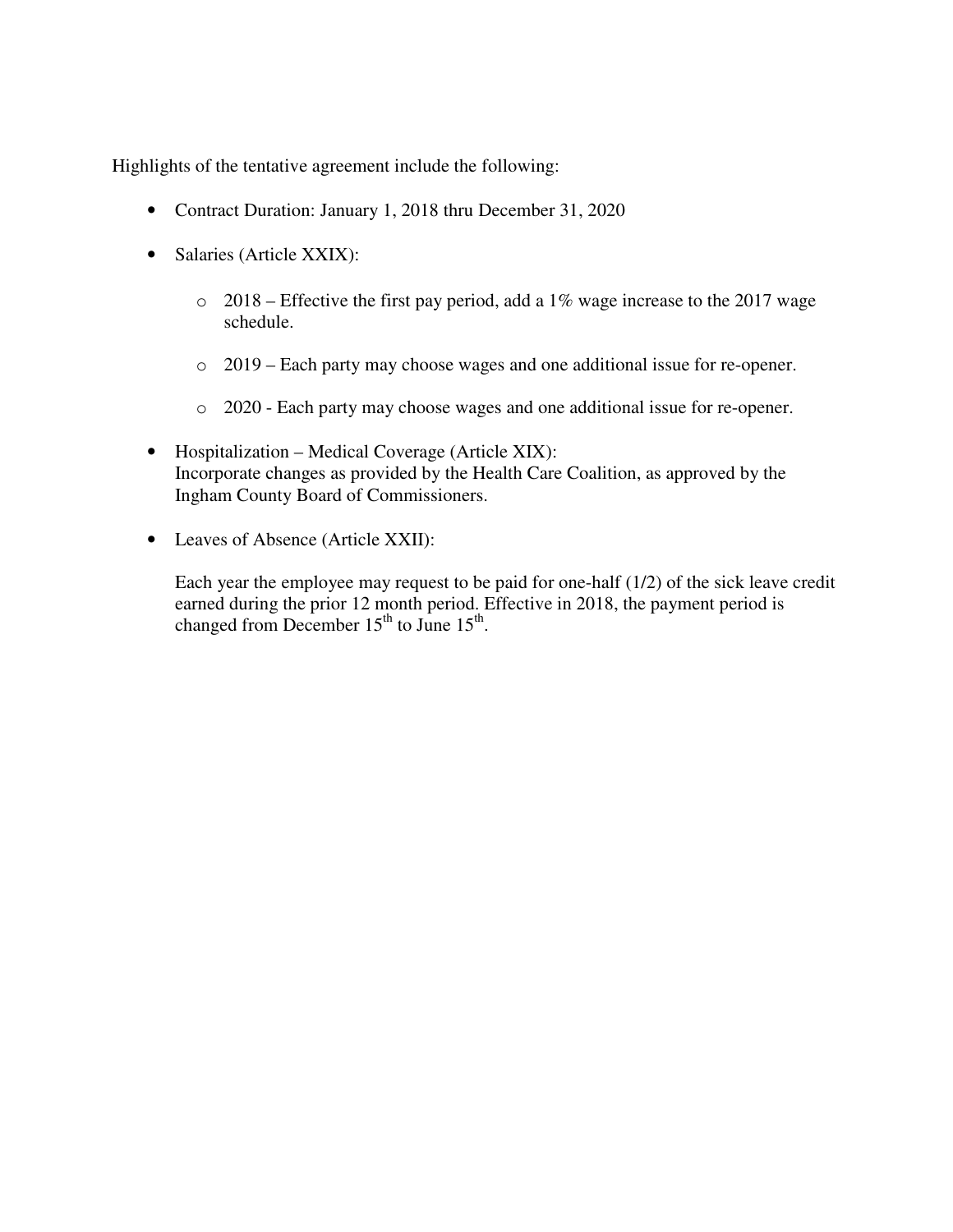Highlights of the tentative agreement include the following:

- Contract Duration: January 1, 2018 thru December 31, 2020

- Salaries (Article XXIX):

  - 2018 – Effective the first pay period, add a 1% wage increase to the 2017 wage schedule.

  - 2019 – Each party may choose wages and one additional issue for re-opener.

  - 2020 - Each party may choose wages and one additional issue for re-opener.

- Hospitalization – Medical Coverage (Article XIX):
  Incorporate changes as provided by the Health Care Coalition, as approved by the Ingham County Board of Commissioners.

- Leaves of Absence (Article XXII):

  Each year the employee may request to be paid for one-half (1/2) of the sick leave credit earned during the prior 12 month period. Effective in 2018, the payment period is changed from December 15th to June 15th.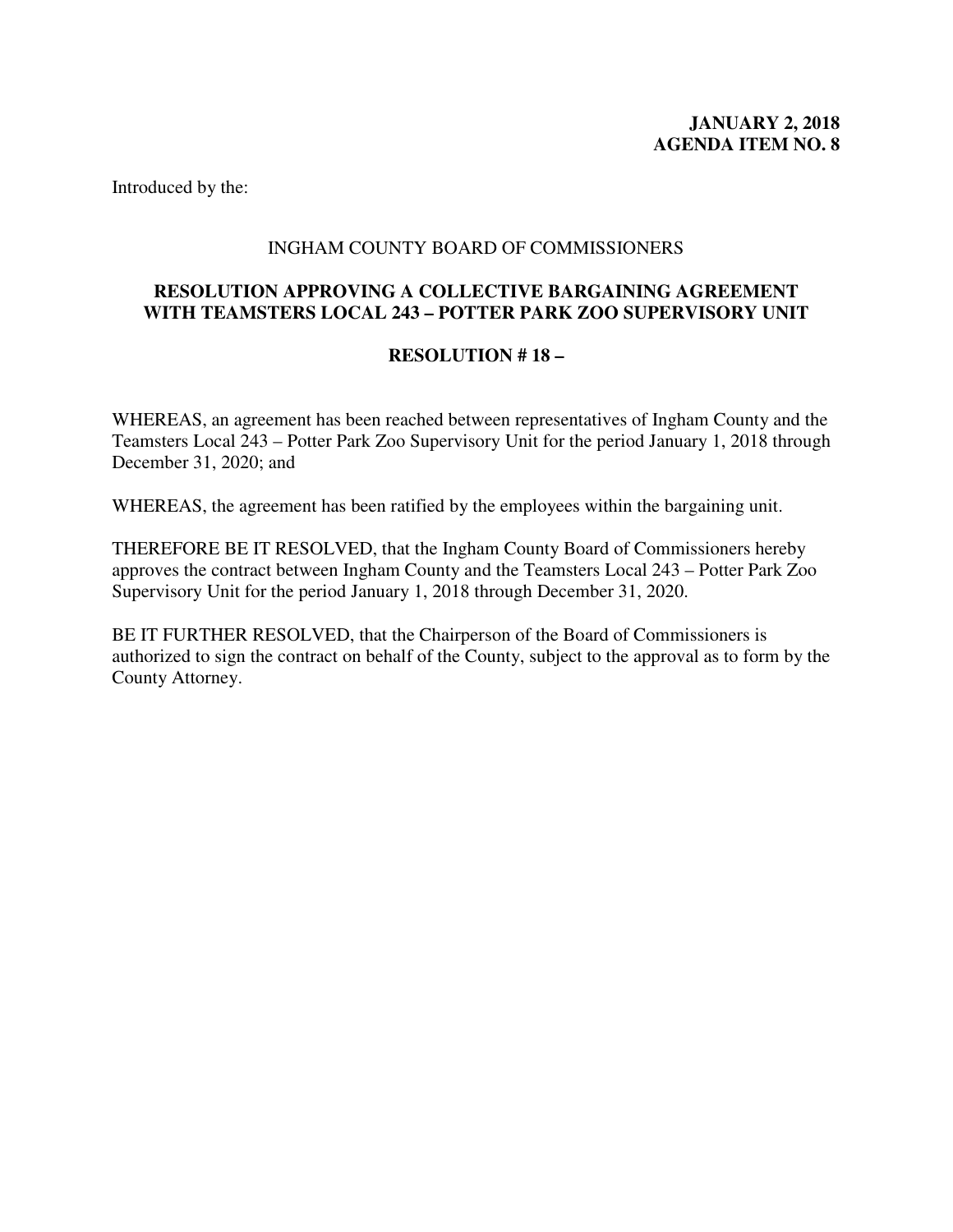**JANUARY 2, 2018**
**AGENDA ITEM NO. 8**

Introduced by the:

INGHAM COUNTY BOARD OF COMMISSIONERS

**RESOLUTION APPROVING A COLLECTIVE BARGAINING AGREEMENT WITH TEAMSTERS LOCAL 243 – POTTER PARK ZOO SUPERVISORY UNIT**

**RESOLUTION # 18 –**

WHEREAS, an agreement has been reached between representatives of Ingham County and the Teamsters Local 243 – Potter Park Zoo Supervisory Unit for the period January 1, 2018 through December 31, 2020; and

WHEREAS, the agreement has been ratified by the employees within the bargaining unit.

THEREFORE BE IT RESOLVED, that the Ingham County Board of Commissioners hereby approves the contract between Ingham County and the Teamsters Local 243 – Potter Park Zoo Supervisory Unit for the period January 1, 2018 through December 31, 2020.

BE IT FURTHER RESOLVED, that the Chairperson of the Board of Commissioners is authorized to sign the contract on behalf of the County, subject to the approval as to form by the County Attorney.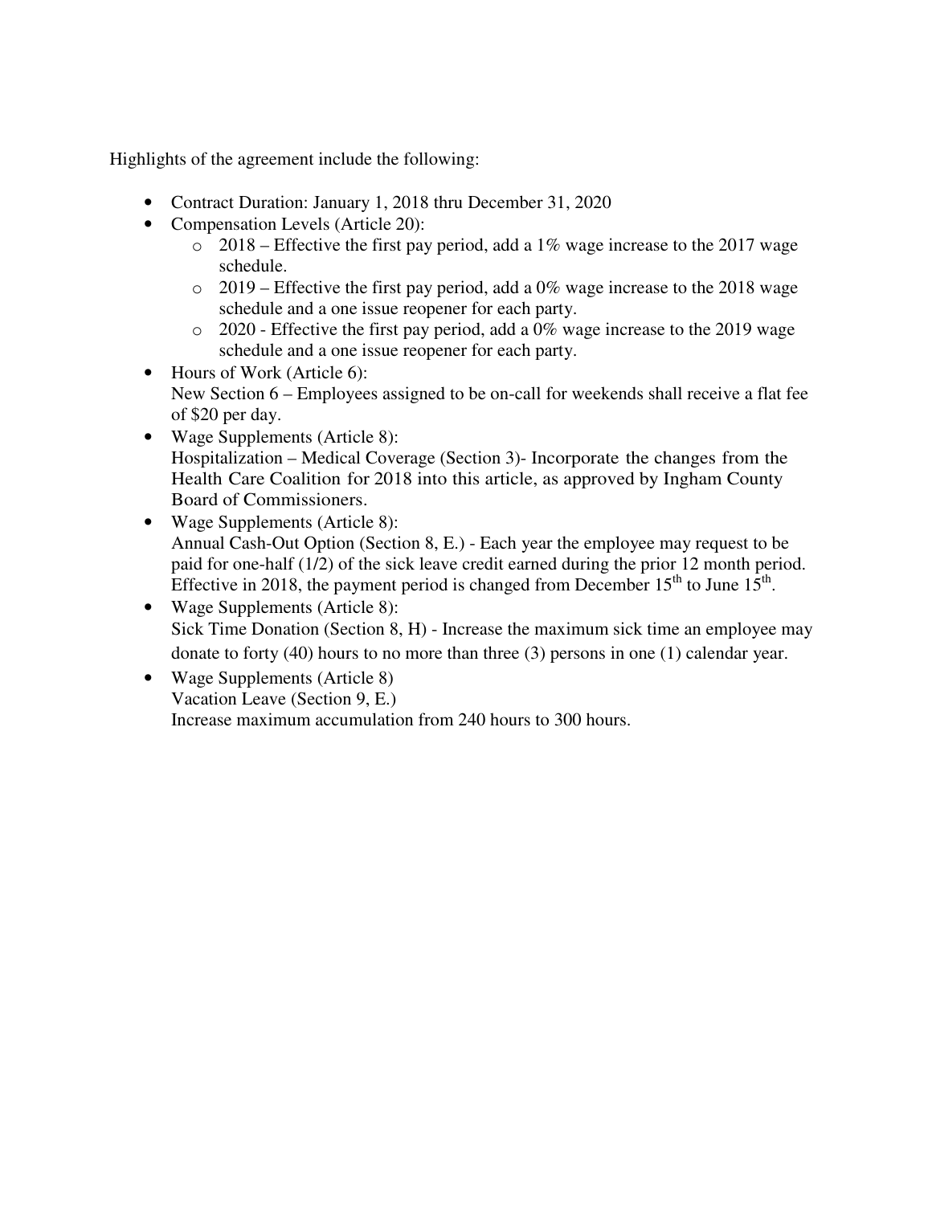Highlights of the agreement include the following:

- Contract Duration: January 1, 2018 thru December 31, 2020
- Compensation Levels (Article 20):
  - 2018 – Effective the first pay period, add a 1% wage increase to the 2017 wage schedule.
  - 2019 – Effective the first pay period, add a 0% wage increase to the 2018 wage schedule and a one issue reopener for each party.
  - 2020 - Effective the first pay period, add a 0% wage increase to the 2019 wage schedule and a one issue reopener for each party.
- Hours of Work (Article 6):
  New Section 6 – Employees assigned to be on-call for weekends shall receive a flat fee of $20 per day.
- Wage Supplements (Article 8):
  Hospitalization – Medical Coverage (Section 3)- Incorporate the changes from the Health Care Coalition for 2018 into this article, as approved by Ingham County Board of Commissioners.
- Wage Supplements (Article 8):
  Annual Cash-Out Option (Section 8, E.) - Each year the employee may request to be paid for one-half (1/2) of the sick leave credit earned during the prior 12 month period. Effective in 2018, the payment period is changed from December 15th to June 15th.
- Wage Supplements (Article 8):
  Sick Time Donation (Section 8, H) - Increase the maximum sick time an employee may donate to forty (40) hours to no more than three (3) persons in one (1) calendar year.
- Wage Supplements (Article 8)
  Vacation Leave (Section 9, E.)
  Increase maximum accumulation from 240 hours to 300 hours.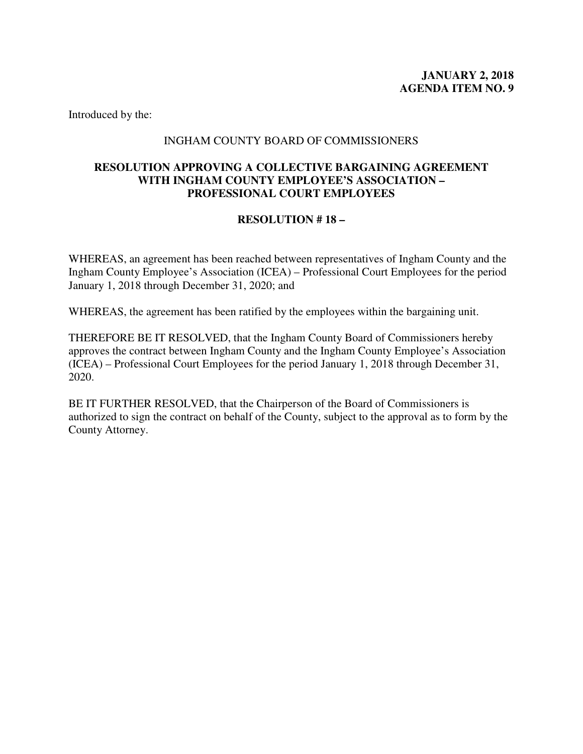**JANUARY 2, 2018**
**AGENDA ITEM NO. 9**

Introduced by the:

INGHAM COUNTY BOARD OF COMMISSIONERS

**RESOLUTION APPROVING A COLLECTIVE BARGAINING AGREEMENT WITH INGHAM COUNTY EMPLOYEE'S ASSOCIATION – PROFESSIONAL COURT EMPLOYEES**

**RESOLUTION # 18 –**

WHEREAS, an agreement has been reached between representatives of Ingham County and the Ingham County Employee's Association (ICEA) – Professional Court Employees for the period January 1, 2018 through December 31, 2020; and

WHEREAS, the agreement has been ratified by the employees within the bargaining unit.

THEREFORE BE IT RESOLVED, that the Ingham County Board of Commissioners hereby approves the contract between Ingham County and the Ingham County Employee's Association (ICEA) – Professional Court Employees for the period January 1, 2018 through December 31, 2020.

BE IT FURTHER RESOLVED, that the Chairperson of the Board of Commissioners is authorized to sign the contract on behalf of the County, subject to the approval as to form by the County Attorney.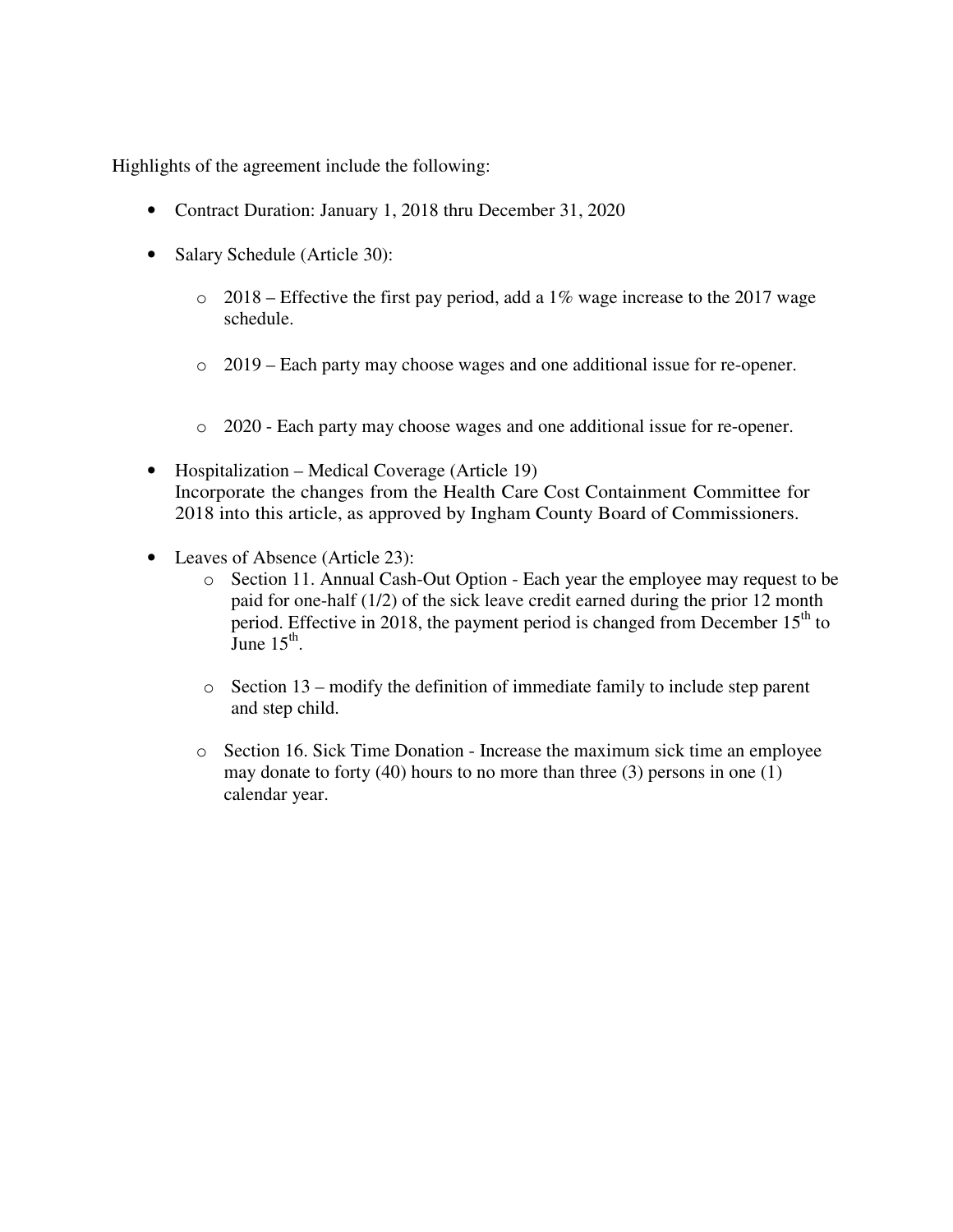Highlights of the agreement include the following:

- Contract Duration: January 1, 2018 thru December 31, 2020

- Salary Schedule (Article 30):

  - 2018 – Effective the first pay period, add a 1% wage increase to the 2017 wage schedule.

  - 2019 – Each party may choose wages and one additional issue for re-opener.

  - 2020 - Each party may choose wages and one additional issue for re-opener.

- Hospitalization – Medical Coverage (Article 19)
  Incorporate the changes from the Health Care Cost Containment Committee for 2018 into this article, as approved by Ingham County Board of Commissioners.

- Leaves of Absence (Article 23):
  - Section 11. Annual Cash-Out Option - Each year the employee may request to be paid for one-half (1/2) of the sick leave credit earned during the prior 12 month period. Effective in 2018, the payment period is changed from December 15th to June 15th.

  - Section 13 – modify the definition of immediate family to include step parent and step child.

  - Section 16. Sick Time Donation - Increase the maximum sick time an employee may donate to forty (40) hours to no more than three (3) persons in one (1) calendar year.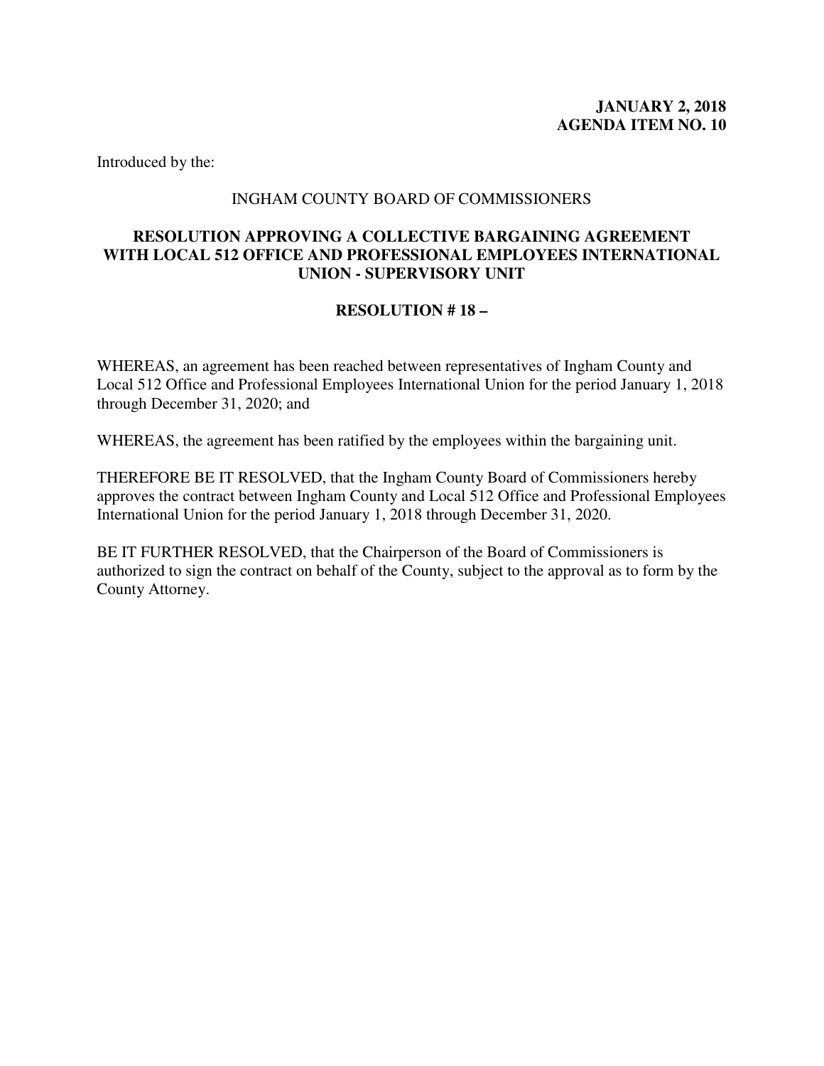**JANUARY 2, 2018**
**AGENDA ITEM NO. 10**

Introduced by the:

INGHAM COUNTY BOARD OF COMMISSIONERS

**RESOLUTION APPROVING A COLLECTIVE BARGAINING AGREEMENT WITH LOCAL 512 OFFICE AND PROFESSIONAL EMPLOYEES INTERNATIONAL UNION - SUPERVISORY UNIT**

**RESOLUTION # 18 –**

WHEREAS, an agreement has been reached between representatives of Ingham County and Local 512 Office and Professional Employees International Union for the period January 1, 2018 through December 31, 2020; and

WHEREAS, the agreement has been ratified by the employees within the bargaining unit.

THEREFORE BE IT RESOLVED, that the Ingham County Board of Commissioners hereby approves the contract between Ingham County and Local 512 Office and Professional Employees International Union for the period January 1, 2018 through December 31, 2020.

BE IT FURTHER RESOLVED, that the Chairperson of the Board of Commissioners is authorized to sign the contract on behalf of the County, subject to the approval as to form by the County Attorney.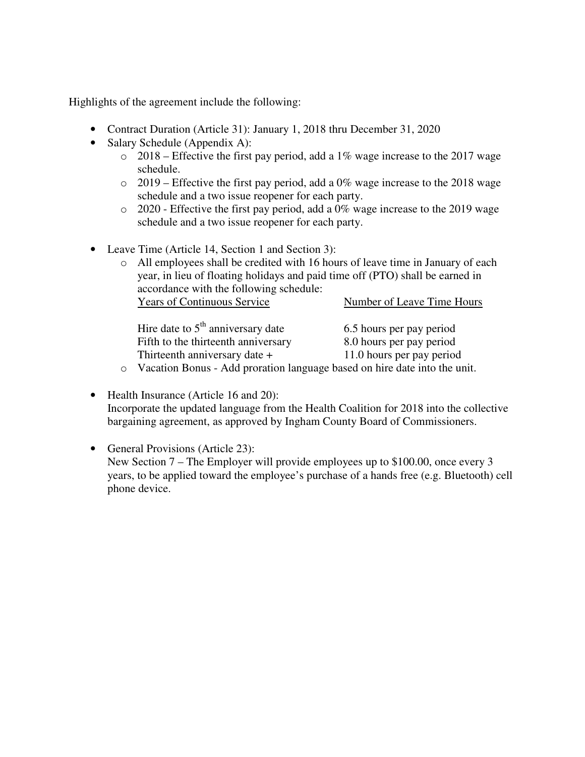Highlights of the agreement include the following:

- Contract Duration (Article 31): January 1, 2018 thru December 31, 2020
- Salary Schedule (Appendix A):
  - 2018 – Effective the first pay period, add a 1% wage increase to the 2017 wage schedule.
  - 2019 – Effective the first pay period, add a 0% wage increase to the 2018 wage schedule and a two issue reopener for each party.
  - 2020 - Effective the first pay period, add a 0% wage increase to the 2019 wage schedule and a two issue reopener for each party.

- Leave Time (Article 14, Section 1 and Section 3):
  - All employees shall be credited with 16 hours of leave time in January of each year, in lieu of floating holidays and paid time off (PTO) shall be earned in accordance with the following schedule:

    | Years of Continuous Service | Number of Leave Time Hours |
    |---|---|
    | Hire date to 5th anniversary date | 6.5 hours per pay period |
    | Fifth to the thirteenth anniversary | 8.0 hours per pay period |
    | Thirteenth anniversary date + | 11.0 hours per pay period |

  - Vacation Bonus - Add proration language based on hire date into the unit.

- Health Insurance (Article 16 and 20):
  Incorporate the updated language from the Health Coalition for 2018 into the collective bargaining agreement, as approved by Ingham County Board of Commissioners.

- General Provisions (Article 23):
  New Section 7 – The Employer will provide employees up to $100.00, once every 3 years, to be applied toward the employee's purchase of a hands free (e.g. Bluetooth) cell phone device.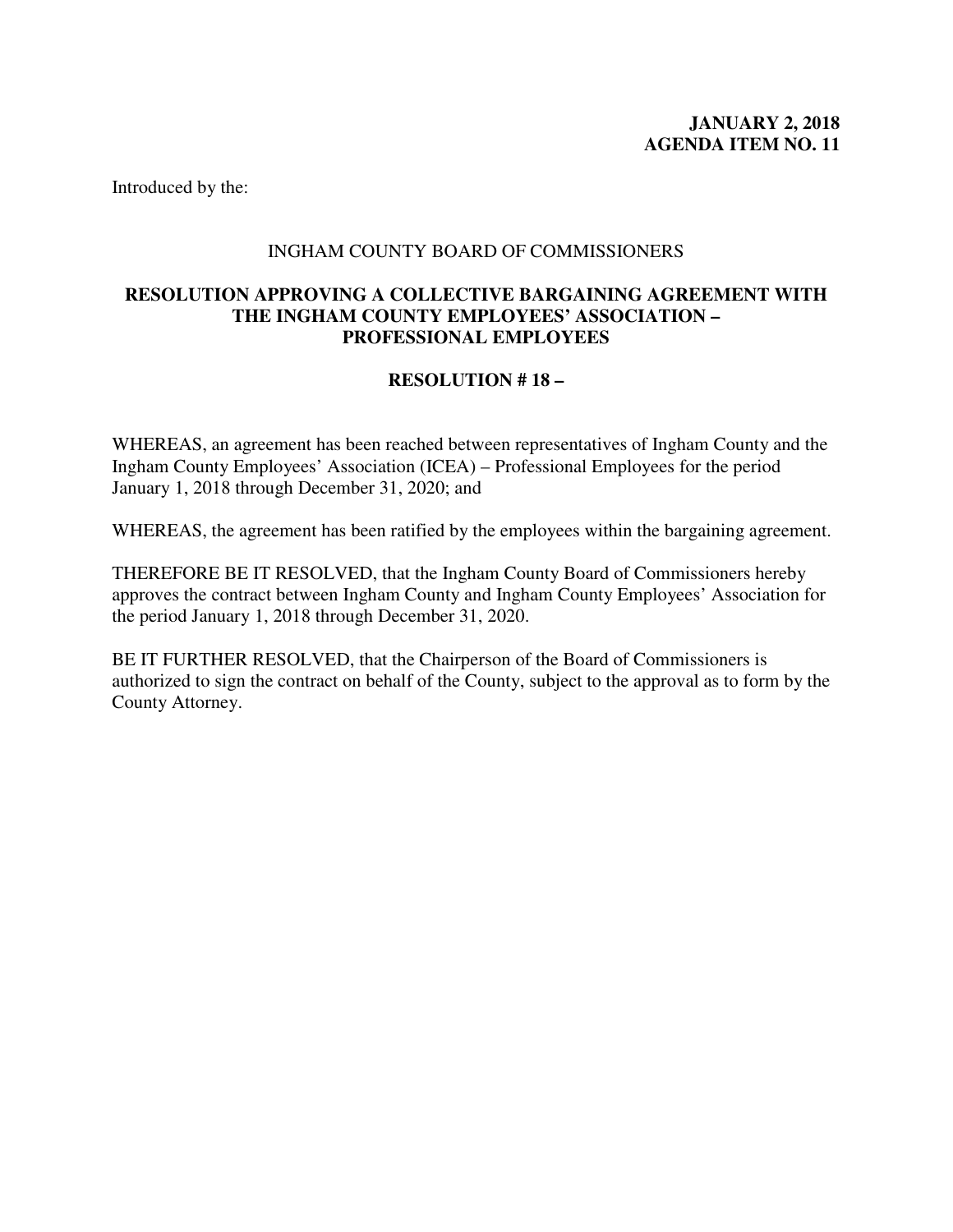**JANUARY 2, 2018**
**AGENDA ITEM NO. 11**

Introduced by the:

INGHAM COUNTY BOARD OF COMMISSIONERS

**RESOLUTION APPROVING A COLLECTIVE BARGAINING AGREEMENT WITH THE INGHAM COUNTY EMPLOYEES' ASSOCIATION – PROFESSIONAL EMPLOYEES**

**RESOLUTION # 18 –**

WHEREAS, an agreement has been reached between representatives of Ingham County and the Ingham County Employees' Association (ICEA) – Professional Employees for the period January 1, 2018 through December 31, 2020; and

WHEREAS, the agreement has been ratified by the employees within the bargaining agreement.

THEREFORE BE IT RESOLVED, that the Ingham County Board of Commissioners hereby approves the contract between Ingham County and Ingham County Employees' Association for the period January 1, 2018 through December 31, 2020.

BE IT FURTHER RESOLVED, that the Chairperson of the Board of Commissioners is authorized to sign the contract on behalf of the County, subject to the approval as to form by the County Attorney.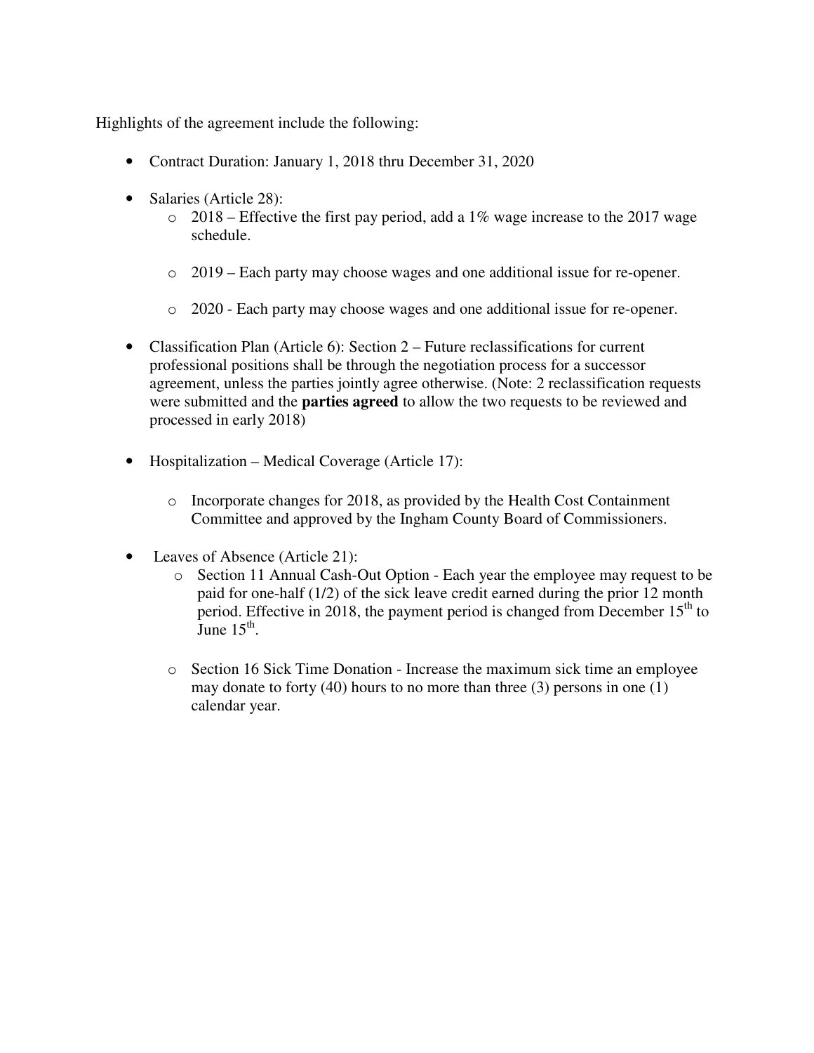Highlights of the agreement include the following:

- Contract Duration: January 1, 2018 thru December 31, 2020
- Salaries (Article 28):
  - 2018 – Effective the first pay period, add a 1% wage increase to the 2017 wage schedule.
  - 2019 – Each party may choose wages and one additional issue for re-opener.
  - 2020 - Each party may choose wages and one additional issue for re-opener.
- Classification Plan (Article 6): Section 2 – Future reclassifications for current professional positions shall be through the negotiation process for a successor agreement, unless the parties jointly agree otherwise. (Note: 2 reclassification requests were submitted and the **parties agreed** to allow the two requests to be reviewed and processed in early 2018)
- Hospitalization – Medical Coverage (Article 17):
  - Incorporate changes for 2018, as provided by the Health Cost Containment Committee and approved by the Ingham County Board of Commissioners.
- Leaves of Absence (Article 21):
  - Section 11 Annual Cash-Out Option - Each year the employee may request to be paid for one-half (1/2) of the sick leave credit earned during the prior 12 month period. Effective in 2018, the payment period is changed from December 15th to June 15th.
  - Section 16 Sick Time Donation - Increase the maximum sick time an employee may donate to forty (40) hours to no more than three (3) persons in one (1) calendar year.